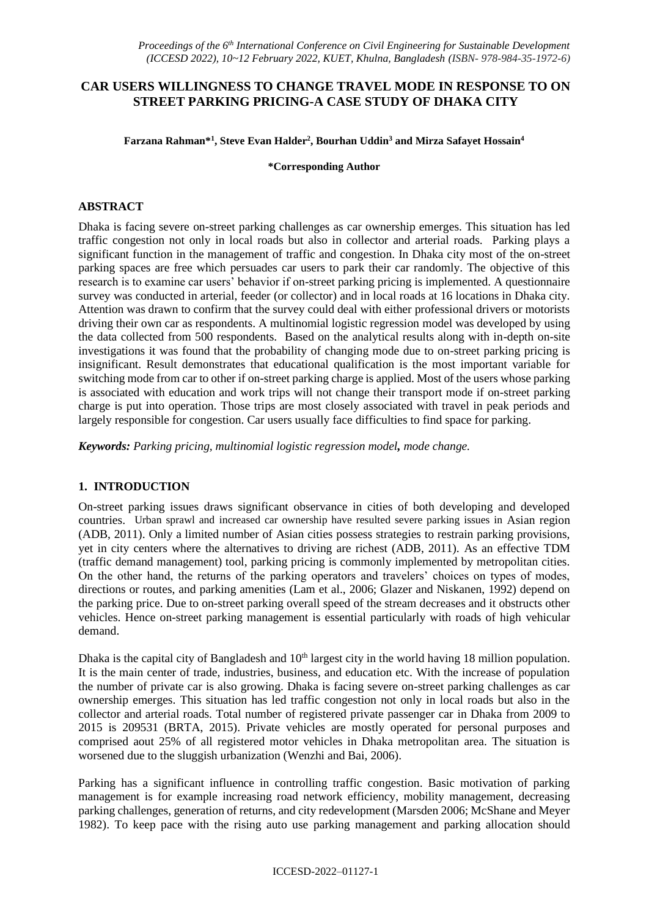# CAR USERS WILLINGNESS TO CHANGE TRAVEL MODE IN RESPONSE TO ON STREET PARKING PRICING-A CASE STUDY OF DHAKA CITY

**Farzana Rahman*[1], Steve Evan Halder[2], Bourhan Uddin[3] and Mirza Safayet Hossain[4]**

**\*Corresponding Author**

## ABSTRACT

Dhaka is facing severe on-street parking challenges as car ownership emerges. This situation has led traffic congestion not only in local roads but also in collector and arterial roads. Parking plays a significant function in the management of traffic and congestion. In Dhaka city most of the on-street parking spaces are free which persuades car users to park their car randomly. The objective of this research is to examine car users' behavior if on-street parking pricing is implemented. A questionnaire survey was conducted in arterial, feeder (or collector) and in local roads at 16 locations in Dhaka city. Attention was drawn to confirm that the survey could deal with either professional drivers or motorists driving their own car as respondents. A multinomial logistic regression model was developed by using the data collected from 500 respondents. Based on the analytical results along with in-depth on-site investigations it was found that the probability of changing mode due to on-street parking pricing is insignificant. Result demonstrates that educational qualification is the most important variable for switching mode from car to other if on-street parking charge is applied. Most of the users whose parking is associated with education and work trips will not change their transport mode if on-street parking charge is put into operation. Those trips are most closely associated with travel in peak periods and largely responsible for congestion. Car users usually face difficulties to find space for parking.

***Keywords:** Parking pricing, multinomial logistic regression model, mode change.*

## 1. INTRODUCTION

On-street parking issues draws significant observance in cities of both developing and developed countries. Urban sprawl and increased car ownership have resulted severe parking issues in Asian region (ADB, 2011). Only a limited number of Asian cities possess strategies to restrain parking provisions, yet in city centers where the alternatives to driving are richest (ADB, 2011). As an effective TDM (traffic demand management) tool, parking pricing is commonly implemented by metropolitan cities. On the other hand, the returns of the parking operators and travelers' choices on types of modes, directions or routes, and parking amenities (Lam et al., 2006; Glazer and Niskanen, 1992) depend on the parking price. Due to on-street parking overall speed of the stream decreases and it obstructs other vehicles. Hence on-street parking management is essential particularly with roads of high vehicular demand.

Dhaka is the capital city of Bangladesh and 10th largest city in the world having 18 million population. It is the main center of trade, industries, business, and education etc. With the increase of population the number of private car is also growing. Dhaka is facing severe on-street parking challenges as car ownership emerges. This situation has led traffic congestion not only in local roads but also in the collector and arterial roads. Total number of registered private passenger car in Dhaka from 2009 to 2015 is 209531 (BRTA, 2015). Private vehicles are mostly operated for personal purposes and comprised aout 25% of all registered motor vehicles in Dhaka metropolitan area. The situation is worsened due to the sluggish urbanization (Wenzhi and Bai, 2006).

Parking has a significant influence in controlling traffic congestion. Basic motivation of parking management is for example increasing road network efficiency, mobility management, decreasing parking challenges, generation of returns, and city redevelopment (Marsden 2006; McShane and Meyer 1982). To keep pace with the rising auto use parking management and parking allocation should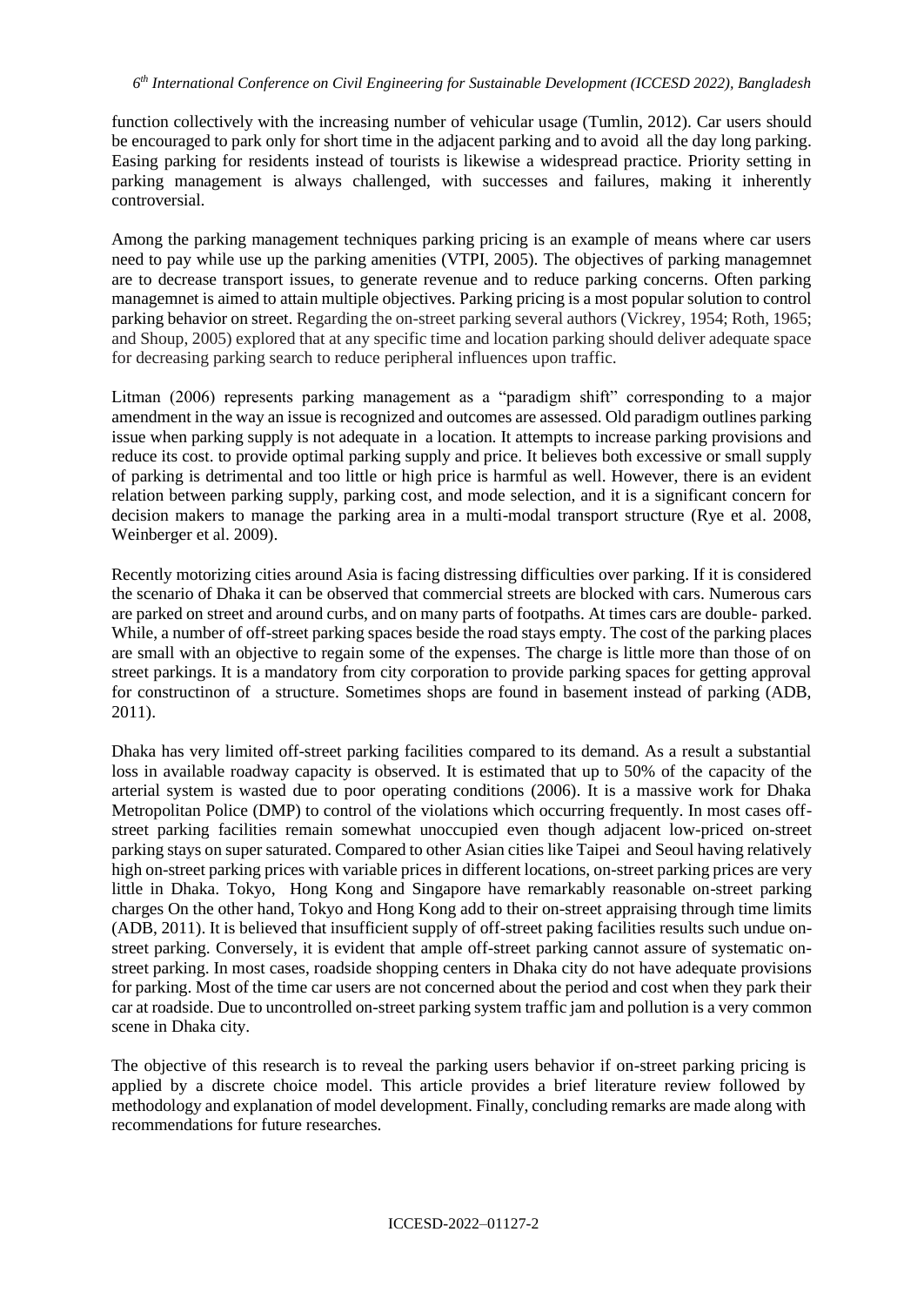function collectively with the increasing number of vehicular usage (Tumlin, 2012). Car users should be encouraged to park only for short time in the adjacent parking and to avoid all the day long parking. Easing parking for residents instead of tourists is likewise a widespread practice. Priority setting in parking management is always challenged, with successes and failures, making it inherently controversial.

Among the parking management techniques parking pricing is an example of means where car users need to pay while use up the parking amenities (VTPI, 2005). The objectives of parking managemnet are to decrease transport issues, to generate revenue and to reduce parking concerns. Often parking managemnet is aimed to attain multiple objectives. Parking pricing is a most popular solution to control parking behavior on street. Regarding the on-street parking several authors (Vickrey, 1954; Roth, 1965; and Shoup, 2005) explored that at any specific time and location parking should deliver adequate space for decreasing parking search to reduce peripheral influences upon traffic.

Litman (2006) represents parking management as a "paradigm shift" corresponding to a major amendment in the way an issue is recognized and outcomes are assessed. Old paradigm outlines parking issue when parking supply is not adequate in a location. It attempts to increase parking provisions and reduce its cost. to provide optimal parking supply and price. It believes both excessive or small supply of parking is detrimental and too little or high price is harmful as well. However, there is an evident relation between parking supply, parking cost, and mode selection, and it is a significant concern for decision makers to manage the parking area in a multi-modal transport structure (Rye et al. 2008, Weinberger et al. 2009).

Recently motorizing cities around Asia is facing distressing difficulties over parking. If it is considered the scenario of Dhaka it can be observed that commercial streets are blocked with cars. Numerous cars are parked on street and around curbs, and on many parts of footpaths. At times cars are double- parked. While, a number of off-street parking spaces beside the road stays empty. The cost of the parking places are small with an objective to regain some of the expenses. The charge is little more than those of on street parkings. It is a mandatory from city corporation to provide parking spaces for getting approval for constructinon of a structure. Sometimes shops are found in basement instead of parking (ADB, 2011).

Dhaka has very limited off-street parking facilities compared to its demand. As a result a substantial loss in available roadway capacity is observed. It is estimated that up to 50% of the capacity of the arterial system is wasted due to poor operating conditions (2006). It is a massive work for Dhaka Metropolitan Police (DMP) to control of the violations which occurring frequently. In most cases off-street parking facilities remain somewhat unoccupied even though adjacent low-priced on-street parking stays on super saturated. Compared to other Asian cities like Taipei and Seoul having relatively high on-street parking prices with variable prices in different locations, on-street parking prices are very little in Dhaka. Tokyo, Hong Kong and Singapore have remarkably reasonable on-street parking charges On the other hand, Tokyo and Hong Kong add to their on-street appraising through time limits (ADB, 2011). It is believed that insufficient supply of off-street paking facilities results such undue on-street parking. Conversely, it is evident that ample off-street parking cannot assure of systematic on-street parking. In most cases, roadside shopping centers in Dhaka city do not have adequate provisions for parking. Most of the time car users are not concerned about the period and cost when they park their car at roadside. Due to uncontrolled on-street parking system traffic jam and pollution is a very common scene in Dhaka city.

The objective of this research is to reveal the parking users behavior if on-street parking pricing is applied by a discrete choice model. This article provides a brief literature review followed by methodology and explanation of model development. Finally, concluding remarks are made along with recommendations for future researches.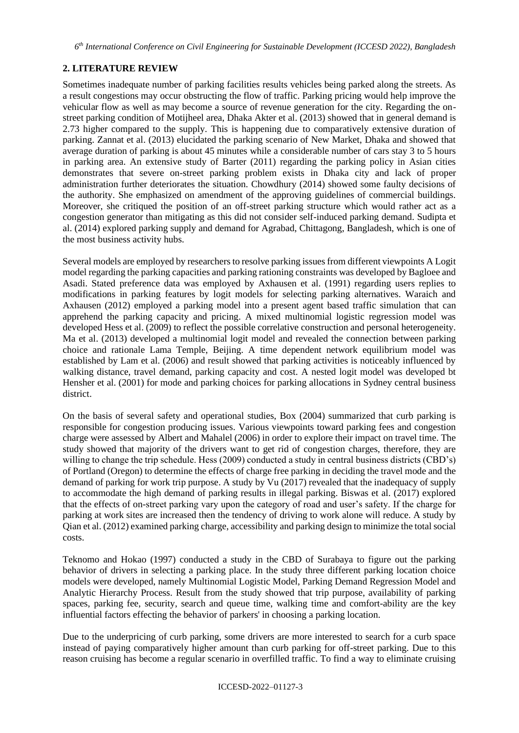## 2. LITERATURE REVIEW

Sometimes inadequate number of parking facilities results vehicles being parked along the streets. As a result congestions may occur obstructing the flow of traffic. Parking pricing would help improve the vehicular flow as well as may become a source of revenue generation for the city. Regarding the on-street parking condition of Motijheel area, Dhaka Akter et al. (2013) showed that in general demand is 2.73 higher compared to the supply. This is happening due to comparatively extensive duration of parking. Zannat et al. (2013) elucidated the parking scenario of New Market, Dhaka and showed that average duration of parking is about 45 minutes while a considerable number of cars stay 3 to 5 hours in parking area. An extensive study of Barter (2011) regarding the parking policy in Asian cities demonstrates that severe on-street parking problem exists in Dhaka city and lack of proper administration further deteriorates the situation. Chowdhury (2014) showed some faulty decisions of the authority. She emphasized on amendment of the approving guidelines of commercial buildings. Moreover, she critiqued the position of an off-street parking structure which would rather act as a congestion generator than mitigating as this did not consider self-induced parking demand. Sudipta et al. (2014) explored parking supply and demand for Agrabad, Chittagong, Bangladesh, which is one of the most business activity hubs.

Several models are employed by researchers to resolve parking issues from different viewpoints A Logit model regarding the parking capacities and parking rationing constraints was developed by Bagloee and Asadi. Stated preference data was employed by Axhausen et al. (1991) regarding users replies to modifications in parking features by logit models for selecting parking alternatives. Waraich and Axhausen (2012) employed a parking model into a present agent based traffic simulation that can apprehend the parking capacity and pricing. A mixed multinomial logistic regression model was developed Hess et al. (2009) to reflect the possible correlative construction and personal heterogeneity. Ma et al. (2013) developed a multinomial logit model and revealed the connection between parking choice and rationale Lama Temple, Beijing. A time dependent network equilibrium model was established by Lam et al. (2006) and result showed that parking activities is noticeably influenced by walking distance, travel demand, parking capacity and cost. A nested logit model was developed bt Hensher et al. (2001) for mode and parking choices for parking allocations in Sydney central business district.

On the basis of several safety and operational studies, Box (2004) summarized that curb parking is responsible for congestion producing issues. Various viewpoints toward parking fees and congestion charge were assessed by Albert and Mahalel (2006) in order to explore their impact on travel time. The study showed that majority of the drivers want to get rid of congestion charges, therefore, they are willing to change the trip schedule. Hess (2009) conducted a study in central business districts (CBD's) of Portland (Oregon) to determine the effects of charge free parking in deciding the travel mode and the demand of parking for work trip purpose. A study by Vu (2017) revealed that the inadequacy of supply to accommodate the high demand of parking results in illegal parking. Biswas et al. (2017) explored that the effects of on-street parking vary upon the category of road and user's safety. If the charge for parking at work sites are increased then the tendency of driving to work alone will reduce. A study by Qian et al. (2012) examined parking charge, accessibility and parking design to minimize the total social costs.

Teknomo and Hokao (1997) conducted a study in the CBD of Surabaya to figure out the parking behavior of drivers in selecting a parking place. In the study three different parking location choice models were developed, namely Multinomial Logistic Model, Parking Demand Regression Model and Analytic Hierarchy Process. Result from the study showed that trip purpose, availability of parking spaces, parking fee, security, search and queue time, walking time and comfort-ability are the key influential factors effecting the behavior of parkers' in choosing a parking location.

Due to the underpricing of curb parking, some drivers are more interested to search for a curb space instead of paying comparatively higher amount than curb parking for off-street parking. Due to this reason cruising has become a regular scenario in overfilled traffic. To find a way to eliminate cruising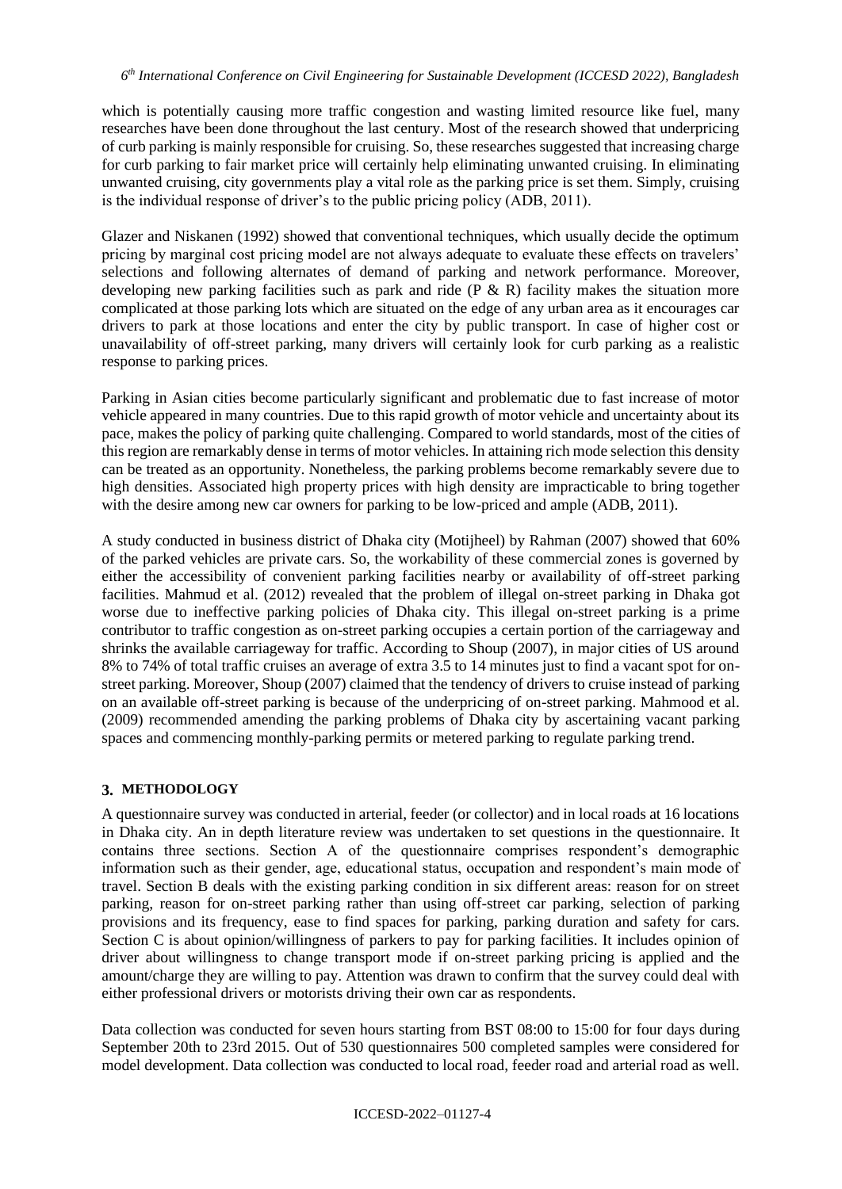which is potentially causing more traffic congestion and wasting limited resource like fuel, many researches have been done throughout the last century. Most of the research showed that underpricing of curb parking is mainly responsible for cruising. So, these researches suggested that increasing charge for curb parking to fair market price will certainly help eliminating unwanted cruising. In eliminating unwanted cruising, city governments play a vital role as the parking price is set them. Simply, cruising is the individual response of driver's to the public pricing policy (ADB, 2011).

Glazer and Niskanen (1992) showed that conventional techniques, which usually decide the optimum pricing by marginal cost pricing model are not always adequate to evaluate these effects on travelers' selections and following alternates of demand of parking and network performance. Moreover, developing new parking facilities such as park and ride (P & R) facility makes the situation more complicated at those parking lots which are situated on the edge of any urban area as it encourages car drivers to park at those locations and enter the city by public transport. In case of higher cost or unavailability of off-street parking, many drivers will certainly look for curb parking as a realistic response to parking prices.

Parking in Asian cities become particularly significant and problematic due to fast increase of motor vehicle appeared in many countries. Due to this rapid growth of motor vehicle and uncertainty about its pace, makes the policy of parking quite challenging. Compared to world standards, most of the cities of this region are remarkably dense in terms of motor vehicles. In attaining rich mode selection this density can be treated as an opportunity. Nonetheless, the parking problems become remarkably severe due to high densities. Associated high property prices with high density are impracticable to bring together with the desire among new car owners for parking to be low-priced and ample (ADB, 2011).

A study conducted in business district of Dhaka city (Motijheel) by Rahman (2007) showed that 60% of the parked vehicles are private cars. So, the workability of these commercial zones is governed by either the accessibility of convenient parking facilities nearby or availability of off-street parking facilities. Mahmud et al. (2012) revealed that the problem of illegal on-street parking in Dhaka got worse due to ineffective parking policies of Dhaka city. This illegal on-street parking is a prime contributor to traffic congestion as on-street parking occupies a certain portion of the carriageway and shrinks the available carriageway for traffic. According to Shoup (2007), in major cities of US around 8% to 74% of total traffic cruises an average of extra 3.5 to 14 minutes just to find a vacant spot for on-street parking. Moreover, Shoup (2007) claimed that the tendency of drivers to cruise instead of parking on an available off-street parking is because of the underpricing of on-street parking. Mahmood et al. (2009) recommended amending the parking problems of Dhaka city by ascertaining vacant parking spaces and commencing monthly-parking permits or metered parking to regulate parking trend.

## 3. METHODOLOGY

A questionnaire survey was conducted in arterial, feeder (or collector) and in local roads at 16 locations in Dhaka city. An in depth literature review was undertaken to set questions in the questionnaire. It contains three sections. Section A of the questionnaire comprises respondent's demographic information such as their gender, age, educational status, occupation and respondent's main mode of travel. Section B deals with the existing parking condition in six different areas: reason for on street parking, reason for on-street parking rather than using off-street car parking, selection of parking provisions and its frequency, ease to find spaces for parking, parking duration and safety for cars. Section C is about opinion/willingness of parkers to pay for parking facilities. It includes opinion of driver about willingness to change transport mode if on-street parking pricing is applied and the amount/charge they are willing to pay. Attention was drawn to confirm that the survey could deal with either professional drivers or motorists driving their own car as respondents.

Data collection was conducted for seven hours starting from BST 08:00 to 15:00 for four days during September 20th to 23rd 2015. Out of 530 questionnaires 500 completed samples were considered for model development. Data collection was conducted to local road, feeder road and arterial road as well.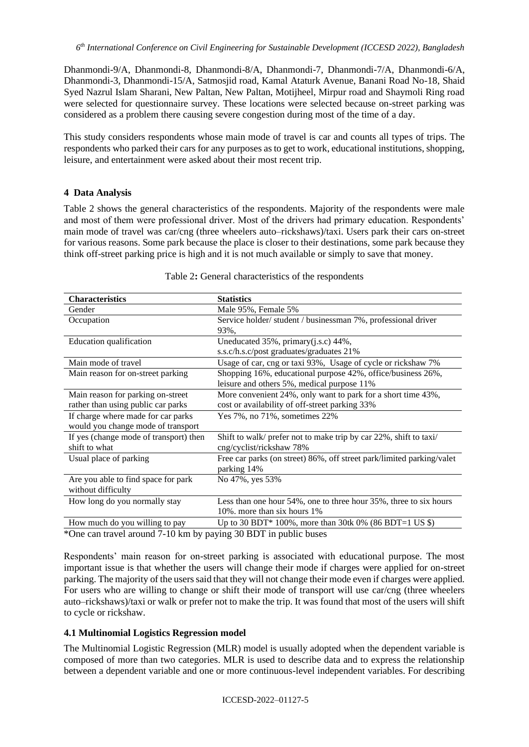Dhanmondi-9/A, Dhanmondi-8, Dhanmondi-8/A, Dhanmondi-7, Dhanmondi-7/A, Dhanmondi-6/A, Dhanmondi-3, Dhanmondi-15/A, Satmosjid road, Kamal Ataturk Avenue, Banani Road No-18, Shaid Syed Nazrul Islam Sharani, New Paltan, New Paltan, Motijheel, Mirpur road and Shaymoli Ring road were selected for questionnaire survey. These locations were selected because on-street parking was considered as a problem there causing severe congestion during most of the time of a day.

This study considers respondents whose main mode of travel is car and counts all types of trips. The respondents who parked their cars for any purposes as to get to work, educational institutions, shopping, leisure, and entertainment were asked about their most recent trip.

## 4 Data Analysis

Table 2 shows the general characteristics of the respondents. Majority of the respondents were male and most of them were professional driver. Most of the drivers had primary education. Respondents' main mode of travel was car/cng (three wheelers auto–rickshaws)/taxi. Users park their cars on-street for various reasons. Some park because the place is closer to their destinations, some park because they think off-street parking price is high and it is not much available or simply to save that money.

Table 2**:** General characteristics of the respondents

| **Characteristics** | **Statistics** |
|---|---|
| Gender | Male 95%, Female 5% |
| Occupation | Service holder/ student / businessman 7%, professional driver 93%, |
| Education qualification | Uneducated 35%, primary(j.s.c) 44%, s.s.c/h.s.c/post graduates/graduates 21% |
| Main mode of travel | Usage of car, cng or taxi 93%, Usage of cycle or rickshaw 7% |
| Main reason for on-street parking | Shopping 16%, educational purpose 42%, office/business 26%, leisure and others 5%, medical purpose 11% |
| Main reason for parking on-street rather than using public car parks | More convenient 24%, only want to park for a short time 43%, cost or availability of off-street parking 33% |
| If charge where made for car parks would you change mode of transport | Yes 7%, no 71%, sometimes 22% |
| If yes (change mode of transport) then shift to what | Shift to walk/ prefer not to make trip by car 22%, shift to taxi/ cng/cyclist/rickshaw 78% |
| Usual place of parking | Free car parks (on street) 86%, off street park/limited parking/valet parking 14% |
| Are you able to find space for park without difficulty | No 47%, yes 53% |
| How long do you normally stay | Less than one hour 54%, one to three hour 35%, three to six hours 10%. more than six hours 1% |
| How much do you willing to pay | Up to 30 BDT* 100%, more than 30tk 0% (86 BDT=1 US $) |

*One can travel around 7-10 km by paying 30 BDT in public buses

Respondents' main reason for on-street parking is associated with educational purpose. The most important issue is that whether the users will change their mode if charges were applied for on-street parking. The majority of the users said that they will not change their mode even if charges were applied. For users who are willing to change or shift their mode of transport will use car/cng (three wheelers auto–rickshaws)/taxi or walk or prefer not to make the trip. It was found that most of the users will shift to cycle or rickshaw.

### 4.1 Multinomial Logistics Regression model

The Multinomial Logistic Regression (MLR) model is usually adopted when the dependent variable is composed of more than two categories. MLR is used to describe data and to express the relationship between a dependent variable and one or more continuous-level independent variables. For describing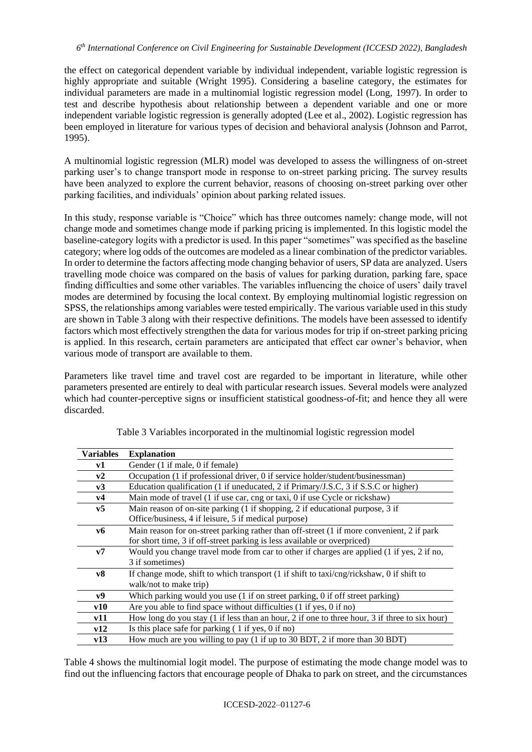the effect on categorical dependent variable by individual independent, variable logistic regression is highly appropriate and suitable (Wright 1995). Considering a baseline category, the estimates for individual parameters are made in a multinomial logistic regression model (Long, 1997). In order to test and describe hypothesis about relationship between a dependent variable and one or more independent variable logistic regression is generally adopted (Lee et al., 2002). Logistic regression has been employed in literature for various types of decision and behavioral analysis (Johnson and Parrot, 1995).

A multinomial logistic regression (MLR) model was developed to assess the willingness of on-street parking user's to change transport mode in response to on-street parking pricing. The survey results have been analyzed to explore the current behavior, reasons of choosing on-street parking over other parking facilities, and individuals' opinion about parking related issues.

In this study, response variable is "Choice" which has three outcomes namely: change mode, will not change mode and sometimes change mode if parking pricing is implemented. In this logistic model the baseline-category logits with a predictor is used. In this paper "sometimes" was specified as the baseline category; where log odds of the outcomes are modeled as a linear combination of the predictor variables. In order to determine the factors affecting mode changing behavior of users, SP data are analyzed. Users travelling mode choice was compared on the basis of values for parking duration, parking fare, space finding difficulties and some other variables. The variables influencing the choice of users' daily travel modes are determined by focusing the local context. By employing multinomial logistic regression on SPSS, the relationships among variables were tested empirically. The various variable used in this study are shown in Table 3 along with their respective definitions. The models have been assessed to identify factors which most effectively strengthen the data for various modes for trip if on-street parking pricing is applied. In this research, certain parameters are anticipated that effect car owner's behavior, when various mode of transport are available to them.

Parameters like travel time and travel cost are regarded to be important in literature, while other parameters presented are entirely to deal with particular research issues. Several models were analyzed which had counter-perceptive signs or insufficient statistical goodness-of-fit; and hence they all were discarded.

Table 3 Variables incorporated in the multinomial logistic regression model

| Variables | Explanation |
|---|---|
| **v1** | Gender (1 if male, 0 if female) |
| **v2** | Occupation (1 if professional driver, 0 if service holder/student/businessman) |
| **v3** | Education qualification (1 if uneducated, 2 if Primary/J.S.C, 3 if S.S.C or higher) |
| **v4** | Main mode of travel (1 if use car, cng or taxi, 0 if use Cycle or rickshaw) |
| **v5** | Main reason of on-site parking (1 if shopping, 2 if educational purpose, 3 if Office/business, 4 if leisure, 5 if medical purpose) |
| **v6** | Main reason for on-street parking rather than off-street (1 if more convenient, 2 if park for short time, 3 if off-street parking is less available or overpriced) |
| **v7** | Would you change travel mode from car to other if charges are applied (1 if yes, 2 if no, 3 if sometimes) |
| **v8** | If change mode, shift to which transport (1 if shift to taxi/cng/rickshaw, 0 if shift to walk/not to make trip) |
| **v9** | Which parking would you use (1 if on street parking, 0 if off street parking) |
| **v10** | Are you able to find space without difficulties (1 if yes, 0 if no) |
| **v11** | How long do you stay (1 if less than an hour, 2 if one to three hour, 3 if three to six hour) |
| **v12** | Is this place safe for parking ( 1 if yes, 0 if no) |
| **v13** | How much are you willing to pay (1 if up to 30 BDT, 2 if more than 30 BDT) |

Table 4 shows the multinomial logit model. The purpose of estimating the mode change model was to find out the influencing factors that encourage people of Dhaka to park on street, and the circumstances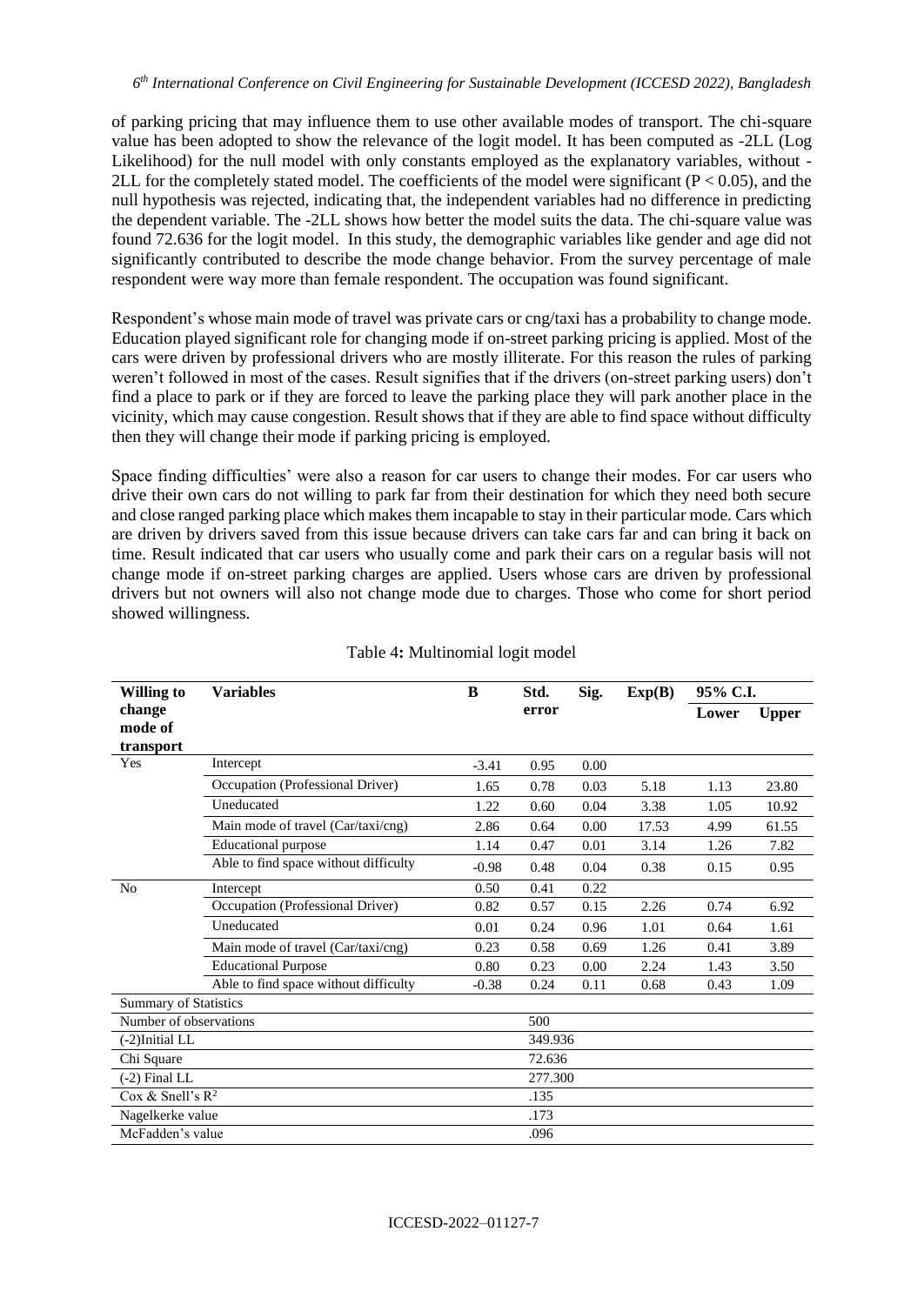of parking pricing that may influence them to use other available modes of transport. The chi-square value has been adopted to show the relevance of the logit model. It has been computed as -2LL (Log Likelihood) for the null model with only constants employed as the explanatory variables, without -2LL for the completely stated model. The coefficients of the model were significant ($P < 0.05$), and the null hypothesis was rejected, indicating that, the independent variables had no difference in predicting the dependent variable. The -2LL shows how better the model suits the data. The chi-square value was found 72.636 for the logit model. In this study, the demographic variables like gender and age did not significantly contributed to describe the mode change behavior. From the survey percentage of male respondent were way more than female respondent. The occupation was found significant.

Respondent's whose main mode of travel was private cars or cng/taxi has a probability to change mode. Education played significant role for changing mode if on-street parking pricing is applied. Most of the cars were driven by professional drivers who are mostly illiterate. For this reason the rules of parking weren't followed in most of the cases. Result signifies that if the drivers (on-street parking users) don't find a place to park or if they are forced to leave the parking place they will park another place in the vicinity, which may cause congestion. Result shows that if they are able to find space without difficulty then they will change their mode if parking pricing is employed.

Space finding difficulties' were also a reason for car users to change their modes. For car users who drive their own cars do not willing to park far from their destination for which they need both secure and close ranged parking place which makes them incapable to stay in their particular mode. Cars which are driven by drivers saved from this issue because drivers can take cars far and can bring it back on time. Result indicated that car users who usually come and park their cars on a regular basis will not change mode if on-street parking charges are applied. Users whose cars are driven by professional drivers but not owners will also not change mode due to charges. Those who come for short period showed willingness.

Table 4**:** Multinomial logit model

| Willing to change mode of transport | Variables | B | Std. error | Sig. | Exp(B) | 95% C.I. | |
|---|---|---|---|---|---|---|---|
| | | | | | | Lower | Upper |
| Yes | Intercept | -3.41 | 0.95 | 0.00 | | | |
| | Occupation (Professional Driver) | 1.65 | 0.78 | 0.03 | 5.18 | 1.13 | 23.80 |
| | Uneducated | 1.22 | 0.60 | 0.04 | 3.38 | 1.05 | 10.92 |
| | Main mode of travel (Car/taxi/cng) | 2.86 | 0.64 | 0.00 | 17.53 | 4.99 | 61.55 |
| | Educational purpose | 1.14 | 0.47 | 0.01 | 3.14 | 1.26 | 7.82 |
| | Able to find space without difficulty | -0.98 | 0.48 | 0.04 | 0.38 | 0.15 | 0.95 |
| No | Intercept | 0.50 | 0.41 | 0.22 | | | |
| | Occupation (Professional Driver) | 0.82 | 0.57 | 0.15 | 2.26 | 0.74 | 6.92 |
| | Uneducated | 0.01 | 0.24 | 0.96 | 1.01 | 0.64 | 1.61 |
| | Main mode of travel (Car/taxi/cng) | 0.23 | 0.58 | 0.69 | 1.26 | 0.41 | 3.89 |
| | Educational Purpose | 0.80 | 0.23 | 0.00 | 2.24 | 1.43 | 3.50 |
| | Able to find space without difficulty | -0.38 | 0.24 | 0.11 | 0.68 | 0.43 | 1.09 |
| Summary of Statistics | | | | | | | |
| Number of observations | | | 500 | | | | |
| (-2)Initial LL | | | 349.936 | | | | |
| Chi Square | | | 72.636 | | | | |
| (-2) Final LL | | | 277.300 | | | | |
| Cox & Snell's $R^2$ | | | .135 | | | | |
| Nagelkerke value | | | .173 | | | | |
| McFadden's value | | | .096 | | | | |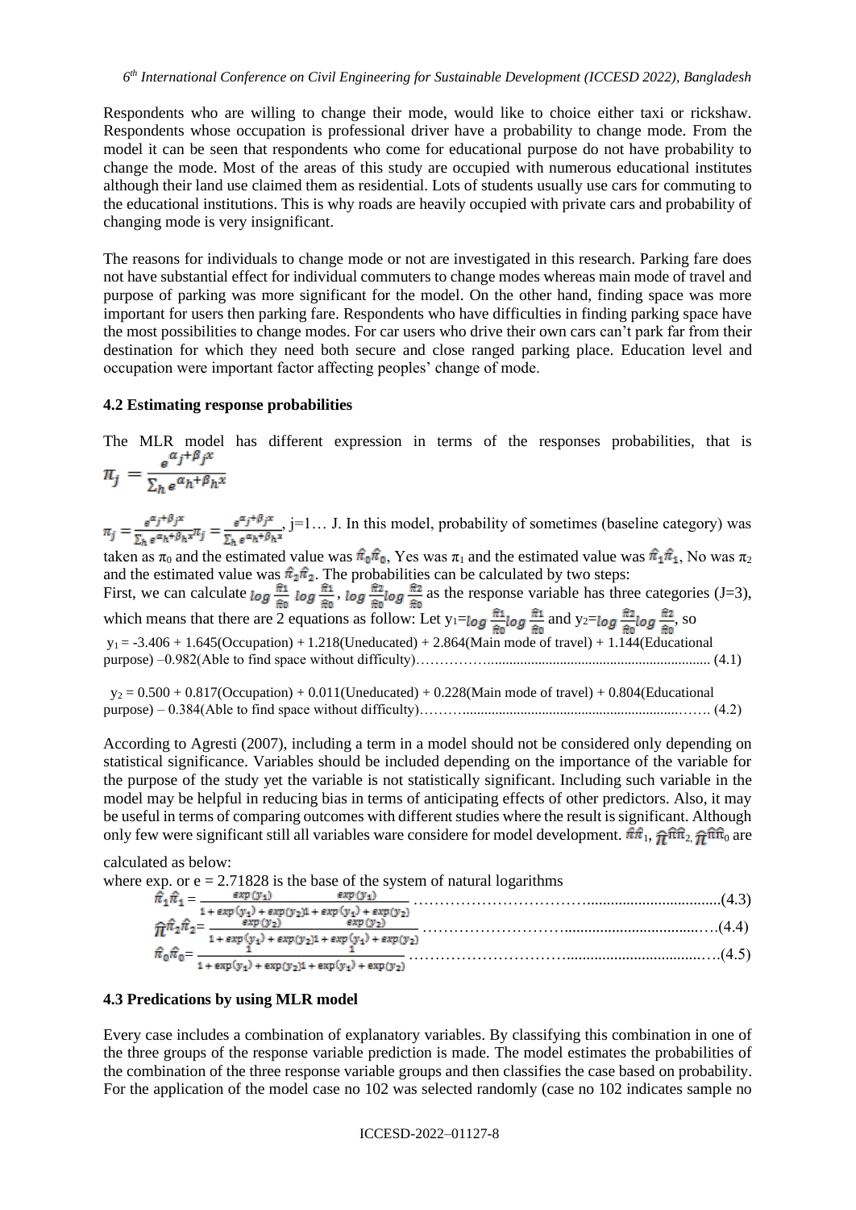Respondents who are willing to change their mode, would like to choice either taxi or rickshaw. Respondents whose occupation is professional driver have a probability to change mode. From the model it can be seen that respondents who come for educational purpose do not have probability to change the mode. Most of the areas of this study are occupied with numerous educational institutes although their land use claimed them as residential. Lots of students usually use cars for commuting to the educational institutions. This is why roads are heavily occupied with private cars and probability of changing mode is very insignificant.

The reasons for individuals to change mode or not are investigated in this research. Parking fare does not have substantial effect for individual commuters to change modes whereas main mode of travel and purpose of parking was more significant for the model. On the other hand, finding space was more important for users then parking fare. Respondents who have difficulties in finding parking space have the most possibilities to change modes. For car users who drive their own cars can't park far from their destination for which they need both secure and close ranged parking place. Education level and occupation were important factor affecting peoples' change of mode.

### 4.2 Estimating response probabilities

The MLR model has different expression in terms of the responses probabilities, that is $\pi_j = \frac{e^{\alpha_j+\beta_j x}}{\sum_h e^{\alpha_h+\beta_h x}}$

$\pi_j = \frac{e^{\alpha_j+\beta_j x}}{\sum_h e^{\alpha_h+\beta_h x}}\pi_j = \frac{e^{\alpha_j+\beta_j x}}{\sum_h e^{\alpha_h+\beta_h x}}$, j=1… J. In this model, probability of sometimes (baseline category) was taken as $\pi_0$ and the estimated value was $\hat{\pi}_0\hat{\pi}_0$, Yes was $\pi_1$ and the estimated value was $\hat{\pi}_1\hat{\pi}_1$, No was $\pi_2$ and the estimated value was $\hat{\pi}_2\hat{\pi}_2$. The probabilities can be calculated by two steps:

First, we can calculate $log\frac{\hat{\pi}_1}{\hat{\pi}_0}$ $log\frac{\hat{\pi}_1}{\hat{\pi}_0}$, $log\frac{\hat{\pi}_2}{\hat{\pi}_0}log\frac{\hat{\pi}_2}{\hat{\pi}_0}$ as the response variable has three categories (J=3), which means that there are 2 equations as follow: Let $y_1$=$log\frac{\hat{\pi}_1}{\hat{\pi}_0}log\frac{\hat{\pi}_1}{\hat{\pi}_0}$ and $y_2$=$log\frac{\hat{\pi}_2}{\hat{\pi}_0}log\frac{\hat{\pi}_2}{\hat{\pi}_0}$, so

$y_1$ = -3.406 + 1.645(Occupation) + 1.218(Uneducated) + 2.864(Main mode of travel) + 1.144(Educational purpose) –0.982(Able to find space without difficulty)……………........................................................... (4.1)

$y_2$ = 0.500 + 0.817(Occupation) + 0.011(Uneducated) + 0.228(Main mode of travel) + 0.804(Educational purpose) – 0.384(Able to find space without difficulty)………..................................................……. (4.2)

According to Agresti (2007), including a term in a model should not be considered only depending on statistical significance. Variables should be included depending on the importance of the variable for the purpose of the study yet the variable is not statistically significant. Including such variable in the model may be helpful in reducing bias in terms of anticipating effects of other predictors. Also, it may be useful in terms of comparing outcomes with different studies where the result is significant. Although only few were significant still all variables ware considere for model development. $\hat{\pi}\hat{\pi}_1$, $\hat{\pi}^{\hat{\pi}\hat{\pi}}{}_2$, $\hat{\pi}^{\hat{\pi}\hat{\pi}}{}_0$ are calculated as below:

where exp. or e = 2.71828 is the base of the system of natural logarithms

$$\hat{\pi}_1\hat{\pi}_1 = \frac{\exp(y_1)}{1+\exp(y_1)+\exp(y_2)}\frac{\exp(y_1)}{1+\exp(y_1)+\exp(y_2)} \quad \text{(4.3)}$$

$$\hat{\pi}^{\hat{\pi}_2\hat{\pi}_2} = \frac{\exp(y_2)}{1+\exp(y_1)+\exp(y_2)}\frac{\exp(y_2)}{1+\exp(y_1)+\exp(y_2)} \quad \text{(4.4)}$$

$$\hat{\pi}_0\hat{\pi}_0 = \frac{1}{1+\exp(y_1)+\exp(y_2)}\frac{1}{1+\exp(y_1)+\exp(y_2)} \quad \text{(4.5)}$$

### 4.3 Predications by using MLR model

Every case includes a combination of explanatory variables. By classifying this combination in one of the three groups of the response variable prediction is made. The model estimates the probabilities of the combination of the three response variable groups and then classifies the case based on probability. For the application of the model case no 102 was selected randomly (case no 102 indicates sample no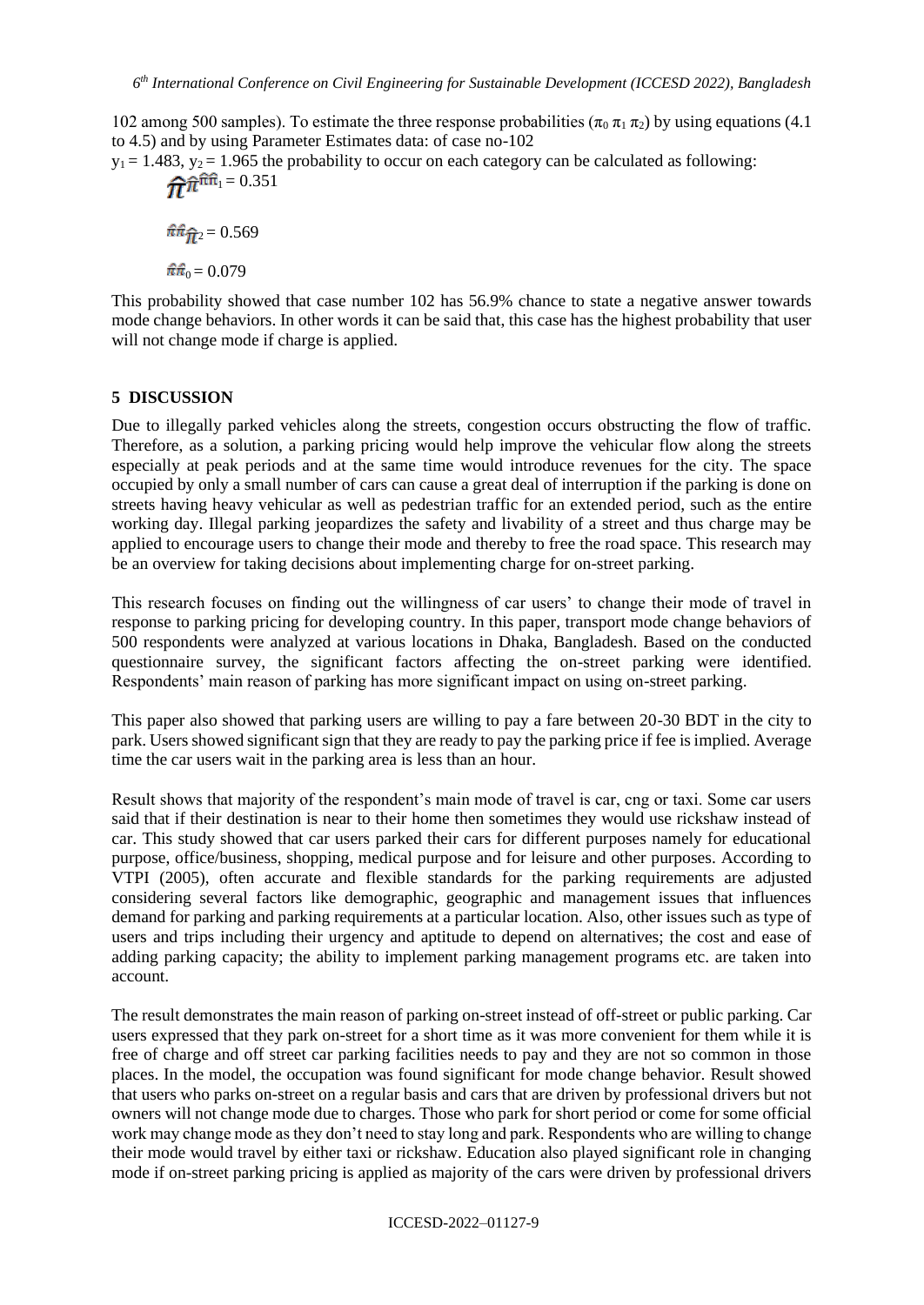102 among 500 samples). To estimate the three response probabilities ($\pi_0$ $\pi_1$ $\pi_2$) by using equations (4.1 to 4.5) and by using Parameter Estimates data: of case no-102

$y_1 = 1.483$, $y_2 = 1.965$ the probability to occur on each category can be calculated as following:

$\hat{\pi}_1 = 0.351$

$\hat{\pi}_2 = 0.569$

$\hat{\pi}_0 = 0.079$

This probability showed that case number 102 has 56.9% chance to state a negative answer towards mode change behaviors. In other words it can be said that, this case has the highest probability that user will not change mode if charge is applied.

## 5 DISCUSSION

Due to illegally parked vehicles along the streets, congestion occurs obstructing the flow of traffic. Therefore, as a solution, a parking pricing would help improve the vehicular flow along the streets especially at peak periods and at the same time would introduce revenues for the city. The space occupied by only a small number of cars can cause a great deal of interruption if the parking is done on streets having heavy vehicular as well as pedestrian traffic for an extended period, such as the entire working day. Illegal parking jeopardizes the safety and livability of a street and thus charge may be applied to encourage users to change their mode and thereby to free the road space. This research may be an overview for taking decisions about implementing charge for on-street parking.

This research focuses on finding out the willingness of car users' to change their mode of travel in response to parking pricing for developing country. In this paper, transport mode change behaviors of 500 respondents were analyzed at various locations in Dhaka, Bangladesh. Based on the conducted questionnaire survey, the significant factors affecting the on-street parking were identified. Respondents' main reason of parking has more significant impact on using on-street parking.

This paper also showed that parking users are willing to pay a fare between 20-30 BDT in the city to park. Users showed significant sign that they are ready to pay the parking price if fee is implied. Average time the car users wait in the parking area is less than an hour.

Result shows that majority of the respondent's main mode of travel is car, cng or taxi. Some car users said that if their destination is near to their home then sometimes they would use rickshaw instead of car. This study showed that car users parked their cars for different purposes namely for educational purpose, office/business, shopping, medical purpose and for leisure and other purposes. According to VTPI (2005), often accurate and flexible standards for the parking requirements are adjusted considering several factors like demographic, geographic and management issues that influences demand for parking and parking requirements at a particular location. Also, other issues such as type of users and trips including their urgency and aptitude to depend on alternatives; the cost and ease of adding parking capacity; the ability to implement parking management programs etc. are taken into account.

The result demonstrates the main reason of parking on-street instead of off-street or public parking. Car users expressed that they park on-street for a short time as it was more convenient for them while it is free of charge and off street car parking facilities needs to pay and they are not so common in those places. In the model, the occupation was found significant for mode change behavior. Result showed that users who parks on-street on a regular basis and cars that are driven by professional drivers but not owners will not change mode due to charges. Those who park for short period or come for some official work may change mode as they don't need to stay long and park. Respondents who are willing to change their mode would travel by either taxi or rickshaw. Education also played significant role in changing mode if on-street parking pricing is applied as majority of the cars were driven by professional drivers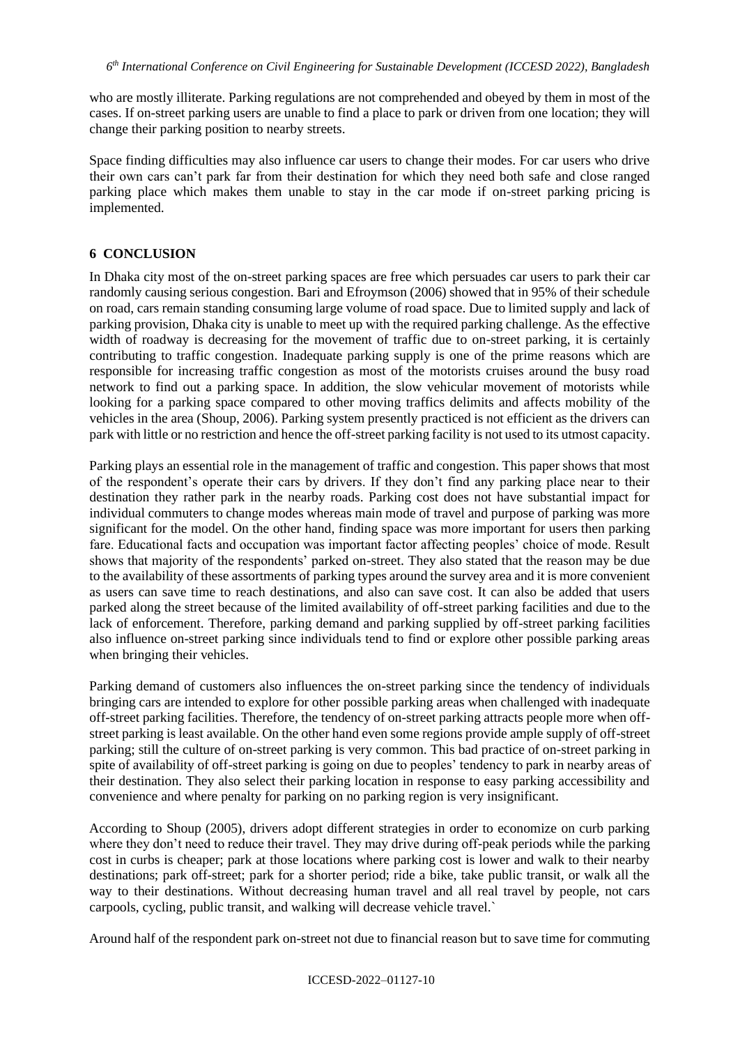who are mostly illiterate. Parking regulations are not comprehended and obeyed by them in most of the cases. If on-street parking users are unable to find a place to park or driven from one location; they will change their parking position to nearby streets.

Space finding difficulties may also influence car users to change their modes. For car users who drive their own cars can't park far from their destination for which they need both safe and close ranged parking place which makes them unable to stay in the car mode if on-street parking pricing is implemented.

## 6 CONCLUSION

In Dhaka city most of the on-street parking spaces are free which persuades car users to park their car randomly causing serious congestion. Bari and Efroymson (2006) showed that in 95% of their schedule on road, cars remain standing consuming large volume of road space. Due to limited supply and lack of parking provision, Dhaka city is unable to meet up with the required parking challenge. As the effective width of roadway is decreasing for the movement of traffic due to on-street parking, it is certainly contributing to traffic congestion. Inadequate parking supply is one of the prime reasons which are responsible for increasing traffic congestion as most of the motorists cruises around the busy road network to find out a parking space. In addition, the slow vehicular movement of motorists while looking for a parking space compared to other moving traffics delimits and affects mobility of the vehicles in the area (Shoup, 2006). Parking system presently practiced is not efficient as the drivers can park with little or no restriction and hence the off-street parking facility is not used to its utmost capacity.

Parking plays an essential role in the management of traffic and congestion. This paper shows that most of the respondent's operate their cars by drivers. If they don't find any parking place near to their destination they rather park in the nearby roads. Parking cost does not have substantial impact for individual commuters to change modes whereas main mode of travel and purpose of parking was more significant for the model. On the other hand, finding space was more important for users then parking fare. Educational facts and occupation was important factor affecting peoples' choice of mode. Result shows that majority of the respondents' parked on-street. They also stated that the reason may be due to the availability of these assortments of parking types around the survey area and it is more convenient as users can save time to reach destinations, and also can save cost. It can also be added that users parked along the street because of the limited availability of off-street parking facilities and due to the lack of enforcement. Therefore, parking demand and parking supplied by off-street parking facilities also influence on-street parking since individuals tend to find or explore other possible parking areas when bringing their vehicles.

Parking demand of customers also influences the on-street parking since the tendency of individuals bringing cars are intended to explore for other possible parking areas when challenged with inadequate off-street parking facilities. Therefore, the tendency of on-street parking attracts people more when off-street parking is least available. On the other hand even some regions provide ample supply of off-street parking; still the culture of on-street parking is very common. This bad practice of on-street parking in spite of availability of off-street parking is going on due to peoples' tendency to park in nearby areas of their destination. They also select their parking location in response to easy parking accessibility and convenience and where penalty for parking on no parking region is very insignificant.

According to Shoup (2005), drivers adopt different strategies in order to economize on curb parking where they don't need to reduce their travel. They may drive during off-peak periods while the parking cost in curbs is cheaper; park at those locations where parking cost is lower and walk to their nearby destinations; park off-street; park for a shorter period; ride a bike, take public transit, or walk all the way to their destinations. Without decreasing human travel and all real travel by people, not cars carpools, cycling, public transit, and walking will decrease vehicle travel.`

Around half of the respondent park on-street not due to financial reason but to save time for commuting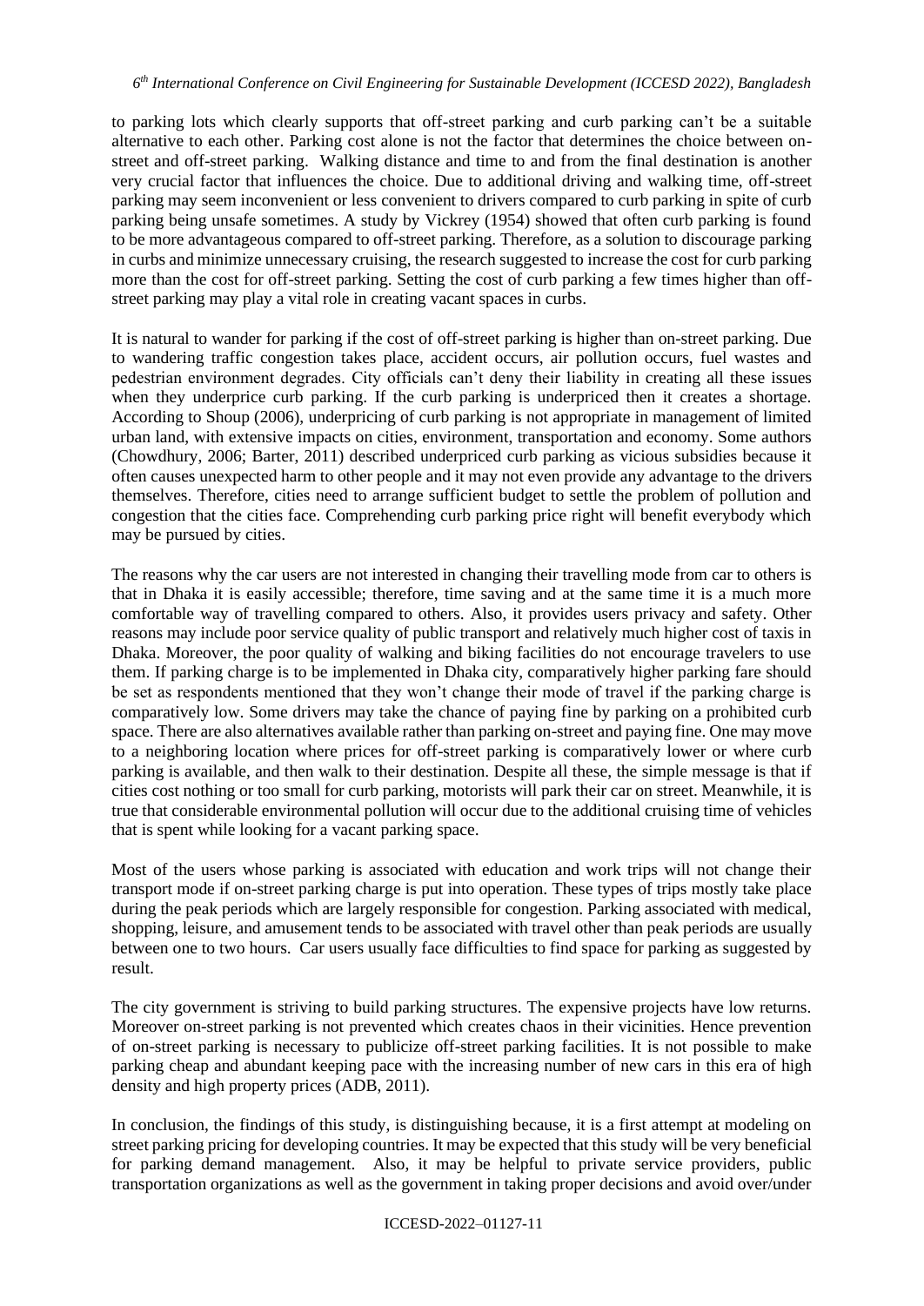to parking lots which clearly supports that off-street parking and curb parking can't be a suitable alternative to each other. Parking cost alone is not the factor that determines the choice between on-street and off-street parking. Walking distance and time to and from the final destination is another very crucial factor that influences the choice. Due to additional driving and walking time, off-street parking may seem inconvenient or less convenient to drivers compared to curb parking in spite of curb parking being unsafe sometimes. A study by Vickrey (1954) showed that often curb parking is found to be more advantageous compared to off-street parking. Therefore, as a solution to discourage parking in curbs and minimize unnecessary cruising, the research suggested to increase the cost for curb parking more than the cost for off-street parking. Setting the cost of curb parking a few times higher than off-street parking may play a vital role in creating vacant spaces in curbs.

It is natural to wander for parking if the cost of off-street parking is higher than on-street parking. Due to wandering traffic congestion takes place, accident occurs, air pollution occurs, fuel wastes and pedestrian environment degrades. City officials can't deny their liability in creating all these issues when they underprice curb parking. If the curb parking is underpriced then it creates a shortage. According to Shoup (2006), underpricing of curb parking is not appropriate in management of limited urban land, with extensive impacts on cities, environment, transportation and economy. Some authors (Chowdhury, 2006; Barter, 2011) described underpriced curb parking as vicious subsidies because it often causes unexpected harm to other people and it may not even provide any advantage to the drivers themselves. Therefore, cities need to arrange sufficient budget to settle the problem of pollution and congestion that the cities face. Comprehending curb parking price right will benefit everybody which may be pursued by cities.

The reasons why the car users are not interested in changing their travelling mode from car to others is that in Dhaka it is easily accessible; therefore, time saving and at the same time it is a much more comfortable way of travelling compared to others. Also, it provides users privacy and safety. Other reasons may include poor service quality of public transport and relatively much higher cost of taxis in Dhaka. Moreover, the poor quality of walking and biking facilities do not encourage travelers to use them. If parking charge is to be implemented in Dhaka city, comparatively higher parking fare should be set as respondents mentioned that they won't change their mode of travel if the parking charge is comparatively low. Some drivers may take the chance of paying fine by parking on a prohibited curb space. There are also alternatives available rather than parking on-street and paying fine. One may move to a neighboring location where prices for off-street parking is comparatively lower or where curb parking is available, and then walk to their destination. Despite all these, the simple message is that if cities cost nothing or too small for curb parking, motorists will park their car on street. Meanwhile, it is true that considerable environmental pollution will occur due to the additional cruising time of vehicles that is spent while looking for a vacant parking space.

Most of the users whose parking is associated with education and work trips will not change their transport mode if on-street parking charge is put into operation. These types of trips mostly take place during the peak periods which are largely responsible for congestion. Parking associated with medical, shopping, leisure, and amusement tends to be associated with travel other than peak periods are usually between one to two hours. Car users usually face difficulties to find space for parking as suggested by result.

The city government is striving to build parking structures. The expensive projects have low returns. Moreover on-street parking is not prevented which creates chaos in their vicinities. Hence prevention of on-street parking is necessary to publicize off-street parking facilities. It is not possible to make parking cheap and abundant keeping pace with the increasing number of new cars in this era of high density and high property prices (ADB, 2011).

In conclusion, the findings of this study, is distinguishing because, it is a first attempt at modeling on street parking pricing for developing countries. It may be expected that this study will be very beneficial for parking demand management. Also, it may be helpful to private service providers, public transportation organizations as well as the government in taking proper decisions and avoid over/under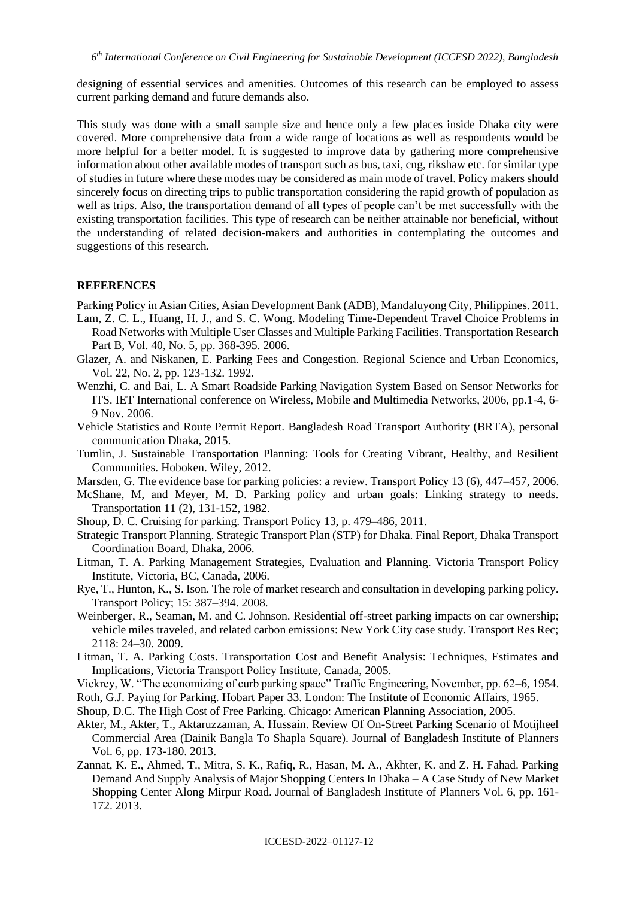designing of essential services and amenities. Outcomes of this research can be employed to assess current parking demand and future demands also.

This study was done with a small sample size and hence only a few places inside Dhaka city were covered. More comprehensive data from a wide range of locations as well as respondents would be more helpful for a better model. It is suggested to improve data by gathering more comprehensive information about other available modes of transport such as bus, taxi, cng, rikshaw etc. for similar type of studies in future where these modes may be considered as main mode of travel. Policy makers should sincerely focus on directing trips to public transportation considering the rapid growth of population as well as trips. Also, the transportation demand of all types of people can't be met successfully with the existing transportation facilities. This type of research can be neither attainable nor beneficial, without the understanding of related decision-makers and authorities in contemplating the outcomes and suggestions of this research.

## REFERENCES

Parking Policy in Asian Cities, Asian Development Bank (ADB), Mandaluyong City, Philippines. 2011.

Lam, Z. C. L., Huang, H. J., and S. C. Wong. Modeling Time-Dependent Travel Choice Problems in Road Networks with Multiple User Classes and Multiple Parking Facilities. Transportation Research Part B, Vol. 40, No. 5, pp. 368-395. 2006.

Glazer, A. and Niskanen, E. Parking Fees and Congestion. Regional Science and Urban Economics, Vol. 22, No. 2, pp. 123-132. 1992.

Wenzhi, C. and Bai, L. A Smart Roadside Parking Navigation System Based on Sensor Networks for ITS. IET International conference on Wireless, Mobile and Multimedia Networks, 2006, pp.1-4, 6-9 Nov. 2006.

Vehicle Statistics and Route Permit Report. Bangladesh Road Transport Authority (BRTA), personal communication Dhaka, 2015.

Tumlin, J. Sustainable Transportation Planning: Tools for Creating Vibrant, Healthy, and Resilient Communities. Hoboken. Wiley, 2012.

Marsden, G. The evidence base for parking policies: a review. Transport Policy 13 (6), 447–457, 2006.

McShane, M, and Meyer, M. D. Parking policy and urban goals: Linking strategy to needs. Transportation 11 (2), 131-152, 1982.

Shoup, D. C. Cruising for parking. Transport Policy 13, p. 479–486, 2011.

Strategic Transport Planning. Strategic Transport Plan (STP) for Dhaka. Final Report, Dhaka Transport Coordination Board, Dhaka, 2006.

Litman, T. A. Parking Management Strategies, Evaluation and Planning. Victoria Transport Policy Institute, Victoria, BC, Canada, 2006.

Rye, T., Hunton, K., S. Ison. The role of market research and consultation in developing parking policy. Transport Policy; 15: 387–394. 2008.

Weinberger, R., Seaman, M. and C. Johnson. Residential off-street parking impacts on car ownership; vehicle miles traveled, and related carbon emissions: New York City case study. Transport Res Rec; 2118: 24–30. 2009.

Litman, T. A. Parking Costs. Transportation Cost and Benefit Analysis: Techniques, Estimates and Implications, Victoria Transport Policy Institute, Canada, 2005.

Vickrey, W. "The economizing of curb parking space" Traffic Engineering, November, pp. 62–6, 1954.

Roth, G.J. Paying for Parking. Hobart Paper 33. London: The Institute of Economic Affairs, 1965.

Shoup, D.C. The High Cost of Free Parking. Chicago: American Planning Association, 2005.

Akter, M., Akter, T., Aktaruzzaman, A. Hussain. Review Of On-Street Parking Scenario of Motijheel Commercial Area (Dainik Bangla To Shapla Square). Journal of Bangladesh Institute of Planners Vol. 6, pp. 173-180. 2013.

Zannat, K. E., Ahmed, T., Mitra, S. K., Rafiq, R., Hasan, M. A., Akhter, K. and Z. H. Fahad. Parking Demand And Supply Analysis of Major Shopping Centers In Dhaka – A Case Study of New Market Shopping Center Along Mirpur Road. Journal of Bangladesh Institute of Planners Vol. 6, pp. 161-172. 2013.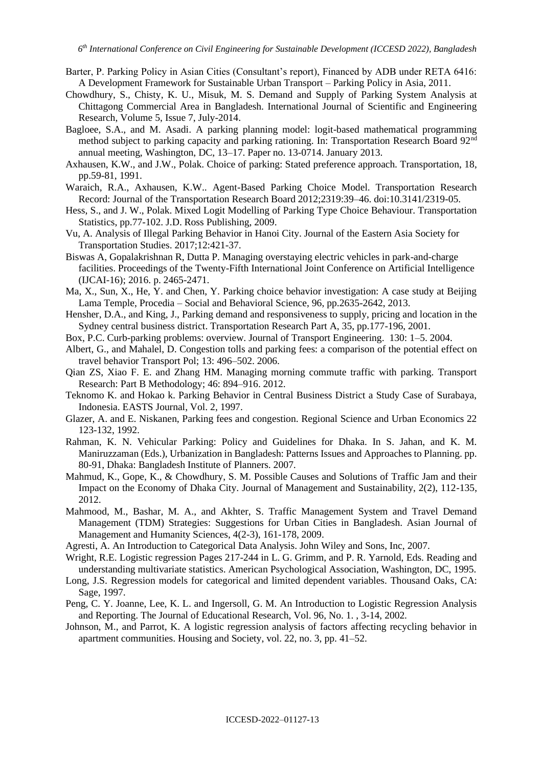Barter, P. Parking Policy in Asian Cities (Consultant's report), Financed by ADB under RETA 6416: A Development Framework for Sustainable Urban Transport – Parking Policy in Asia, 2011.

Chowdhury, S., Chisty, K. U., Misuk, M. S. Demand and Supply of Parking System Analysis at Chittagong Commercial Area in Bangladesh. International Journal of Scientific and Engineering Research, Volume 5, Issue 7, July-2014.

Bagloee, S.A., and M. Asadi. A parking planning model: logit-based mathematical programming method subject to parking capacity and parking rationing. In: Transportation Research Board 92nd annual meeting, Washington, DC, 13–17. Paper no. 13-0714. January 2013.

Axhausen, K.W., and J.W., Polak. Choice of parking: Stated preference approach. Transportation, 18, pp.59-81, 1991.

Waraich, R.A., Axhausen, K.W.. Agent-Based Parking Choice Model. Transportation Research Record: Journal of the Transportation Research Board 2012;2319:39–46. doi:10.3141/2319-05.

Hess, S., and J. W., Polak. Mixed Logit Modelling of Parking Type Choice Behaviour. Transportation Statistics, pp.77-102. J.D. Ross Publishing, 2009.

Vu, A. Analysis of Illegal Parking Behavior in Hanoi City. Journal of the Eastern Asia Society for Transportation Studies. 2017;12:421-37.

Biswas A, Gopalakrishnan R, Dutta P. Managing overstaying electric vehicles in park-and-charge facilities. Proceedings of the Twenty-Fifth International Joint Conference on Artificial Intelligence (IJCAI-16); 2016. p. 2465-2471.

Ma, X., Sun, X., He, Y. and Chen, Y. Parking choice behavior investigation: A case study at Beijing Lama Temple, Procedia – Social and Behavioral Science, 96, pp.2635-2642, 2013.

Hensher, D.A., and King, J., Parking demand and responsiveness to supply, pricing and location in the Sydney central business district. Transportation Research Part A, 35, pp.177-196, 2001.

Box, P.C. Curb-parking problems: overview. Journal of Transport Engineering. 130: 1–5. 2004.

Albert, G., and Mahalel, D. Congestion tolls and parking fees: a comparison of the potential effect on travel behavior Transport Pol; 13: 496–502. 2006.

Qian ZS, Xiao F. E. and Zhang HM. Managing morning commute traffic with parking. Transport Research: Part B Methodology; 46: 894–916. 2012.

Teknomo K. and Hokao k. Parking Behavior in Central Business District a Study Case of Surabaya, Indonesia. EASTS Journal, Vol. 2, 1997.

Glazer, A. and E. Niskanen, Parking fees and congestion. Regional Science and Urban Economics 22 123-132, 1992.

Rahman, K. N. Vehicular Parking: Policy and Guidelines for Dhaka. In S. Jahan, and K. M. Maniruzzaman (Eds.), Urbanization in Bangladesh: Patterns Issues and Approaches to Planning. pp. 80-91, Dhaka: Bangladesh Institute of Planners. 2007.

Mahmud, K., Gope, K., & Chowdhury, S. M. Possible Causes and Solutions of Traffic Jam and their Impact on the Economy of Dhaka City. Journal of Management and Sustainability, 2(2), 112-135, 2012.

Mahmood, M., Bashar, M. A., and Akhter, S. Traffic Management System and Travel Demand Management (TDM) Strategies: Suggestions for Urban Cities in Bangladesh. Asian Journal of Management and Humanity Sciences, 4(2-3), 161-178, 2009.

Agresti, A. An Introduction to Categorical Data Analysis. John Wiley and Sons, Inc, 2007.

Wright, R.E. Logistic regression Pages 217-244 in L. G. Grimm, and P. R. Yarnold, Eds. Reading and understanding multivariate statistics. American Psychological Association, Washington, DC, 1995.

Long, J.S. Regression models for categorical and limited dependent variables. Thousand Oaks, CA: Sage, 1997.

Peng, C. Y. Joanne, Lee, K. L. and Ingersoll, G. M. An Introduction to Logistic Regression Analysis and Reporting. The Journal of Educational Research, Vol. 96, No. 1. , 3-14, 2002.

Johnson, M., and Parrot, K. A logistic regression analysis of factors affecting recycling behavior in apartment communities. Housing and Society, vol. 22, no. 3, pp. 41–52.